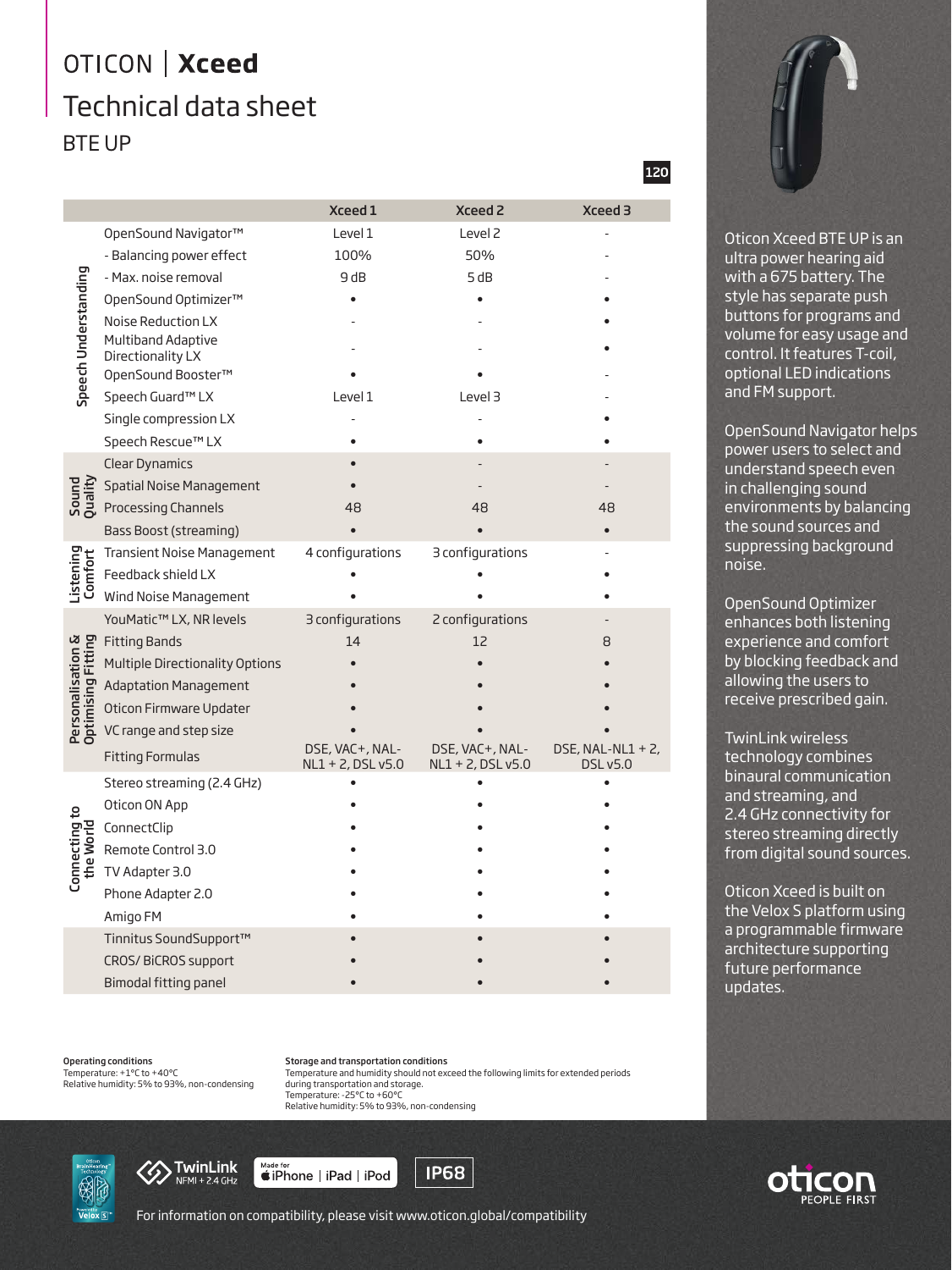# OTICON | **Xceed**

## Technical data sheet

### BTE UP

120

| | | Xceed 1 | Xceed 2 | Xceed 3 |
|---|---|---|---|---|
| Speech Understanding | OpenSound Navigator™ | Level 1 | Level 2 | - |
| | - Balancing power effect | 100% | 50% | - |
| | - Max. noise removal | 9 dB | 5 dB | - |
| | OpenSound Optimizer™ | • | • | • |
| | Noise Reduction LX | - | - | • |
| | Multiband Adaptive Directionality LX | - | - | • |
| | OpenSound Booster™ | • | • | - |
| | Speech Guard™ LX | Level 1 | Level 3 | - |
| | Single compression LX | - | - | • |
| | Speech Rescue™ LX | • | • | • |
| Sound Quality | Clear Dynamics | • | - | - |
| | Spatial Noise Management | • | - | - |
| | Processing Channels | 48 | 48 | 48 |
| | Bass Boost (streaming) | • | • | • |
| Listening Comfort | Transient Noise Management | 4 configurations | 3 configurations | - |
| | Feedback shield LX | • | • | • |
| | Wind Noise Management | • | • | • |
| Personalisation & Optimising Fitting | YouMatic™ LX, NR levels | 3 configurations | 2 configurations | - |
| | Fitting Bands | 14 | 12 | 8 |
| | Multiple Directionality Options | • | • | • |
| | Adaptation Management | • | • | • |
| | Oticon Firmware Updater | • | • | • |
| | VC range and step size | • | • | • |
| | Fitting Formulas | DSE, VAC+, NAL-NL1 + 2, DSL v5.0 | DSE, VAC+, NAL-NL1 + 2, DSL v5.0 | DSE, NAL-NL1 + 2, DSL v5.0 |
| Connecting to the World | Stereo streaming (2.4 GHz) | • | • | • |
| | Oticon ON App | • | • | • |
| | ConnectClip | • | • | • |
| | Remote Control 3.0 | • | • | • |
| | TV Adapter 3.0 | • | • | • |
| | Phone Adapter 2.0 | • | • | • |
| | Amigo FM | • | • | • |
| | Tinnitus SoundSupport™ | • | • | • |
| | CROS/ BiCROS support | • | • | • |
| | Bimodal fitting panel | • | • | • |

Oticon Xceed BTE UP is an ultra power hearing aid with a 675 battery. The style has separate push buttons for programs and volume for easy usage and control. It features T-coil, optional LED indications and FM support.

OpenSound Navigator helps power users to select and understand speech even in challenging sound environments by balancing the sound sources and suppressing background noise.

OpenSound Optimizer enhances both listening experience and comfort by blocking feedback and allowing the users to receive prescribed gain.

TwinLink wireless technology combines binaural communication and streaming, and 2.4 GHz connectivity for stereo streaming directly from digital sound sources.

Oticon Xceed is built on the Velox S platform using a programmable firmware architecture supporting future performance updates.

**Operating conditions**
Temperature: +1°C to +40°C
Relative humidity: 5% to 93%, non-condensing

**Storage and transportation conditions**
Temperature and humidity should not exceed the following limits for extended periods during transportation and storage.
Temperature: -25°C to +60°C
Relative humidity: 5% to 93%, non-condensing

TwinLink NFMI + 2.4 GHz | Made for iPhone | iPad | iPod | IP68

For information on compatibility, please visit www.oticon.global/compatibility

oticon PEOPLE FIRST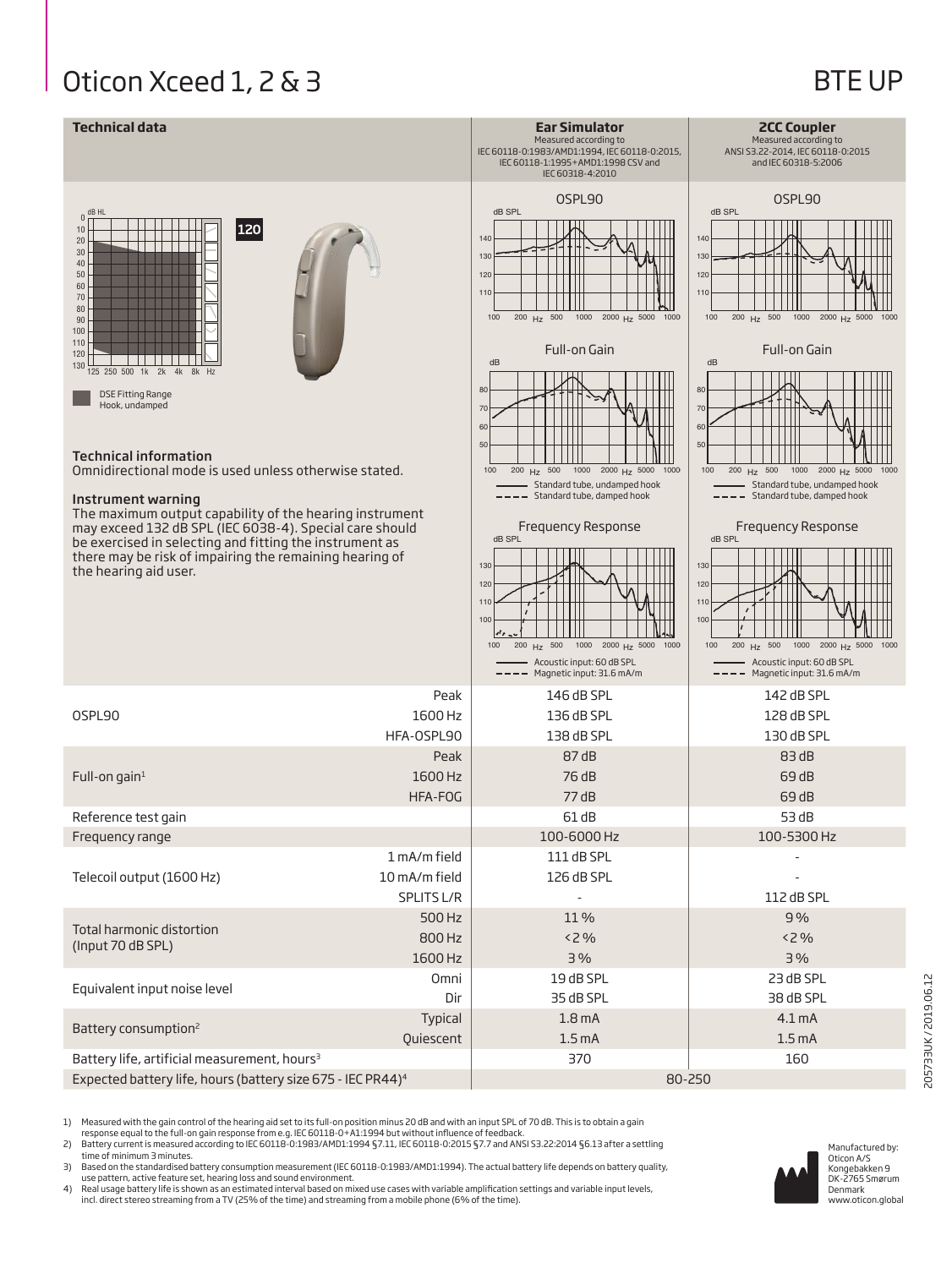# Oticon Xceed 1, 2 & 3

BTE UP

**Technical data**

**Ear Simulator**
Measured according to IEC 60118-0:1983/AMD1:1994, IEC 60118-0:2015, IEC 60118-1:1995+AMD1:1998 CSV and IEC 60318-4:2010

**2CC Coupler**
Measured according to ANSI S3.22-2014, IEC 60118-0:2015 and IEC 60318-5:2006

dB HL
0
10
20
30
40
50
60
70
80
90
100
110
120
130
125 250 500 1k 2k 4k 8k Hz

120

DSE Fitting Range
Hook, undamped

OSPL90
dB SPL
140
130
120
110
100 200 Hz 500 1000 2000 Hz 5000 1000

Full-on Gain
dB
80
70
60
50
100 200 Hz 500 1000 2000 Hz 5000 1000

Standard tube, undamped hook
Standard tube, damped hook

Frequency Response
dB SPL
130
120
110
100
100 200 Hz 500 1000 2000 Hz 5000 1000

Acoustic input: 60 dB SPL
Magnetic input: 31.6 mA/m

### Technical information
Omnidirectional mode is used unless otherwise stated.

### Instrument warning
The maximum output capability of the hearing instrument may exceed 132 dB SPL (IEC 6038-4). Special care should be exercised in selecting and fitting the instrument as there may be risk of impairing the remaining hearing of the hearing aid user.

| | | Ear Simulator | 2CC Coupler |
|---|---|---|---|
| OSPL90 | Peak | 146 dB SPL | 142 dB SPL |
| | 1600 Hz | 136 dB SPL | 128 dB SPL |
| | HFA-OSPL90 | 138 dB SPL | 130 dB SPL |
| Full-on gain[1] | Peak | 87 dB | 83 dB |
| | 1600 Hz | 76 dB | 69 dB |
| | HFA-FOG | 77 dB | 69 dB |
| Reference test gain | | 61 dB | 53 dB |
| Frequency range | | 100-6000 Hz | 100-5300 Hz |
| Telecoil output (1600 Hz) | 1 mA/m field | 111 dB SPL | - |
| | 10 mA/m field | 126 dB SPL | - |
| | SPLITS L/R | - | 112 dB SPL |
| Total harmonic distortion (Input 70 dB SPL) | 500 Hz | 11 % | 9 % |
| | 800 Hz | <2 % | <2 % |
| | 1600 Hz | 3 % | 3 % |
| Equivalent input noise level | Omni | 19 dB SPL | 23 dB SPL |
| | Dir | 35 dB SPL | 38 dB SPL |
| Battery consumption[2] | Typical | 1.8 mA | 4.1 mA |
| | Quiescent | 1.5 mA | 1.5 mA |
| Battery life, artificial measurement, hours[3] | | 370 | 160 |
| Expected battery life, hours (battery size 675 - IEC PR44)[4] | | 80-250 | |

1) Measured with the gain control of the hearing aid set to its full-on position minus 20 dB and with an input SPL of 70 dB. This is to obtain a gain response equal to the full-on gain response from e.g. IEC 60118-0+A1:1994 but without influence of feedback.
2) Battery current is measured according to IEC 60118-0:1983/AMD1:1994 §7.11, IEC 60118-0:2015 §7.7 and ANSI S3.22:2014 §6.13 after a settling time of minimum 3 minutes.
3) Based on the standardised battery consumption measurement (IEC 60118-0:1983/AMD1:1994). The actual battery life depends on battery quality, use pattern, active feature set, hearing loss and sound environment.
4) Real usage battery life is shown as an estimated interval based on mixed use cases with variable amplification settings and variable input levels, incl. direct stereo streaming from a TV (25% of the time) and streaming from a mobile phone (6% of the time).

Manufactured by:
Oticon A/S
Kongebakken 9
DK-2765 Smørum
Denmark
www.oticon.global

205733UK / 2019.06.12